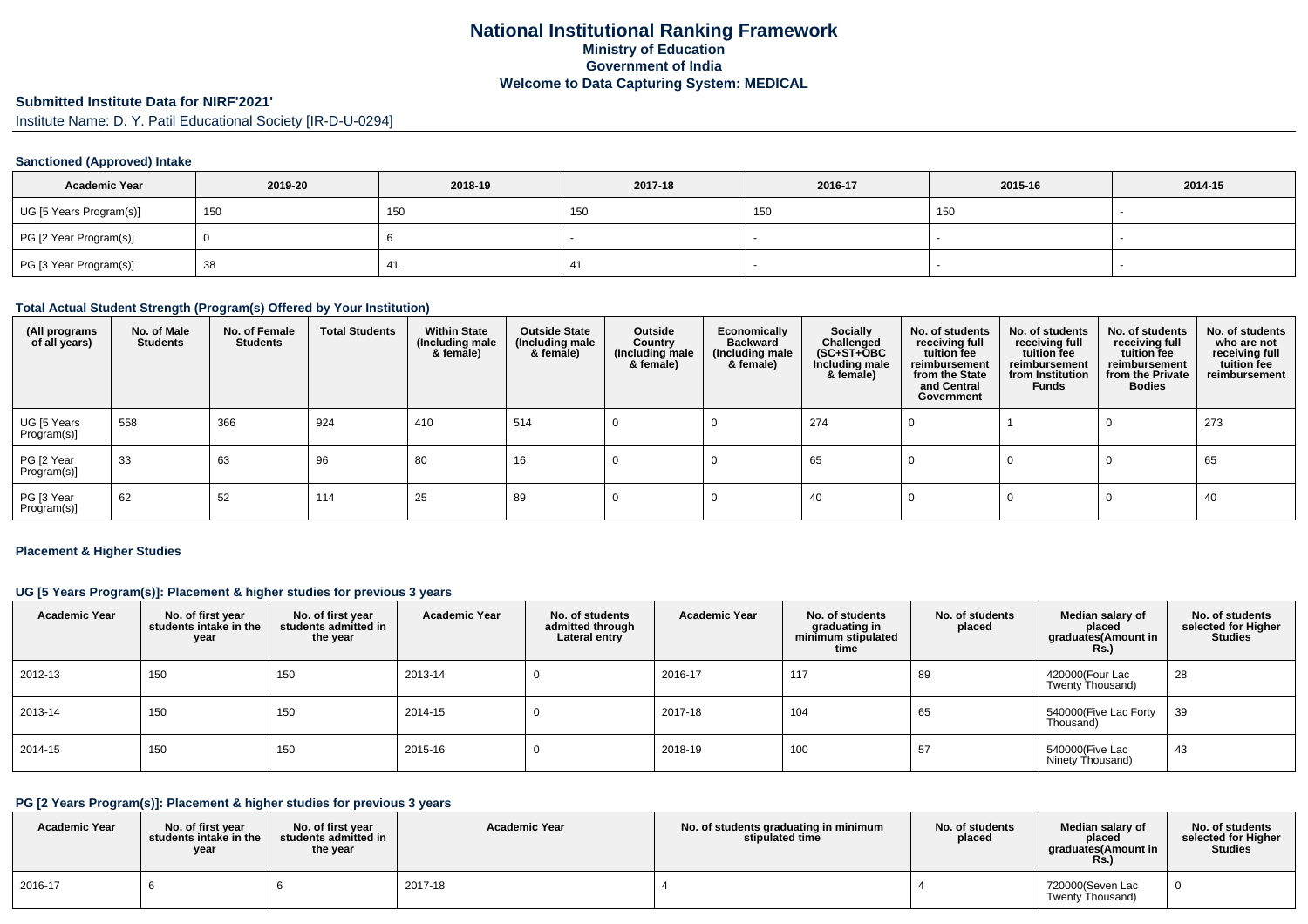# National Institutional Ranking Framework
## Ministry of Education
## Government of India
## Welcome to Data Capturing System: MEDICAL

### Submitted Institute Data for NIRF'2021'

Institute Name: D. Y. Patil Educational Society [IR-D-U-0294]

#### Sanctioned (Approved) Intake

| Academic Year | 2019-20 | 2018-19 | 2017-18 | 2016-17 | 2015-16 | 2014-15 |
|---|---|---|---|---|---|---|
| UG [5 Years Program(s)] | 150 | 150 | 150 | 150 | 150 | - |
| PG [2 Year Program(s)] | 0 | 6 | - | - | - | - |
| PG [3 Year Program(s)] | 38 | 41 | 41 | - | - | - |

#### Total Actual Student Strength (Program(s) Offered by Your Institution)

| (All programs of all years) | No. of Male Students | No. of Female Students | Total Students | Within State (Including male & female) | Outside State (Including male & female) | Outside Country (Including male & female) | Economically Backward (Including male & female) | Socially Challenged (SC+ST+OBC Including male & female) | No. of students receiving full tuition fee reimbursement from the State and Central Government | No. of students receiving full tuition fee reimbursement from Institution Funds | No. of students receiving full tuition fee reimbursement from the Private Bodies | No. of students who are not receiving full tuition fee reimbursement |
|---|---|---|---|---|---|---|---|---|---|---|---|---|
| UG [5 Years Program(s)] | 558 | 366 | 924 | 410 | 514 | 0 | 0 | 274 | 0 | 1 | 0 | 273 |
| PG [2 Year Program(s)] | 33 | 63 | 96 | 80 | 16 | 0 | 0 | 65 | 0 | 0 | 0 | 65 |
| PG [3 Year Program(s)] | 62 | 52 | 114 | 25 | 89 | 0 | 0 | 40 | 0 | 0 | 0 | 40 |

#### Placement & Higher Studies

#### UG [5 Years Program(s)]: Placement & higher studies for previous 3 years

| Academic Year | No. of first year students intake in the year | No. of first year students admitted in the year | Academic Year | No. of students admitted through Lateral entry | Academic Year | No. of students graduating in minimum stipulated time | No. of students placed | Median salary of placed graduates(Amount in Rs.) | No. of students selected for Higher Studies |
|---|---|---|---|---|---|---|---|---|---|
| 2012-13 | 150 | 150 | 2013-14 | 0 | 2016-17 | 117 | 89 | 420000(Four Lac Twenty Thousand) | 28 |
| 2013-14 | 150 | 150 | 2014-15 | 0 | 2017-18 | 104 | 65 | 540000(Five Lac Forty Thousand) | 39 |
| 2014-15 | 150 | 150 | 2015-16 | 0 | 2018-19 | 100 | 57 | 540000(Five Lac Ninety Thousand) | 43 |

#### PG [2 Years Program(s)]: Placement & higher studies for previous 3 years

| Academic Year | No. of first year students intake in the year | No. of first year students admitted in the year | Academic Year | No. of students graduating in minimum stipulated time | No. of students placed | Median salary of placed graduates(Amount in Rs.) | No. of students selected for Higher Studies |
|---|---|---|---|---|---|---|---|
| 2016-17 | 6 | 6 | 2017-18 | 4 | 4 | 720000(Seven Lac Twenty Thousand) | 0 |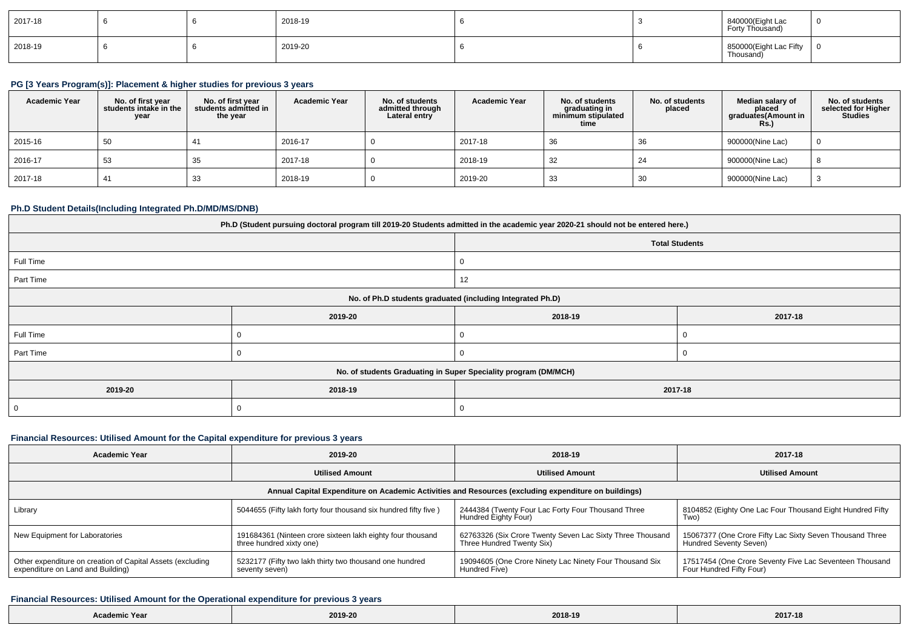| 2017-18 | 6 | 6 | 2018-19 | 6 | | 3 | 840000(Eight Lac Forty Thousand) | 0 |
|---|---|---|---|---|---|---|---|---|
| 2018-19 | 6 | 6 | 2019-20 | 6 | | 6 | 850000(Eight Lac Fifty Thousand) | 0 |

### PG [3 Years Program(s)]: Placement & higher studies for previous 3 years

| Academic Year | No. of first year students intake in the year | No. of first year students admitted in the year | Academic Year | No. of students admitted through Lateral entry | Academic Year | No. of students graduating in minimum stipulated time | No. of students placed | Median salary of placed graduates(Amount in Rs.) | No. of students selected for Higher Studies |
|---|---|---|---|---|---|---|---|---|---|
| 2015-16 | 50 | 41 | 2016-17 | 0 | 2017-18 | 36 | 36 | 900000(Nine Lac) | 0 |
| 2016-17 | 53 | 35 | 2017-18 | 0 | 2018-19 | 32 | 24 | 900000(Nine Lac) | 8 |
| 2017-18 | 41 | 33 | 2018-19 | 0 | 2019-20 | 33 | 30 | 900000(Nine Lac) | 3 |

### Ph.D Student Details(Including Integrated Ph.D/MD/MS/DNB)

| Ph.D (Student pursuing doctoral program till 2019-20 Students admitted in the academic year 2020-21 should not be entered here.) | | | |
|---|---|---|---|
| | | Total Students | |
| Full Time | | 0 | |
| Part Time | | 12 | |
| No. of Ph.D students graduated (including Integrated Ph.D) | | | |
| | 2019-20 | 2018-19 | 2017-18 |
| Full Time | 0 | 0 | 0 |
| Part Time | 0 | 0 | 0 |
| No. of students Graduating in Super Speciality program (DM/MCH) | | | |
| 2019-20 | 2018-19 | 2017-18 | |
| 0 | 0 | 0 | |

### Financial Resources: Utilised Amount for the Capital expenditure for previous 3 years

| Academic Year | 2019-20 | 2018-19 | 2017-18 |
|---|---|---|---|
| | Utilised Amount | Utilised Amount | Utilised Amount |
| Annual Capital Expenditure on Academic Activities and Resources (excluding expenditure on buildings) | | | |
| Library | 5044655 (Fifty lakh forty four thousand six hundred fifty five ) | 2444384 (Twenty Four Lac Forty Four Thousand Three Hundred Eighty Four) | 8104852 (Eighty One Lac Four Thousand Eight Hundred Fifty Two) |
| New Equipment for Laboratories | 191684361 (Ninteen crore sixteen lakh eighty four thousand three hundred xixty one) | 62763326 (Six Crore Twenty Seven Lac Sixty Three Thousand Three Hundred Twenty Six) | 15067377 (One Crore Fifty Lac Sixty Seven Thousand Three Hundred Seventy Seven) |
| Other expenditure on creation of Capital Assets (excluding expenditure on Land and Building) | 5232177 (Fifty two lakh thirty two thousand one hundred seventy seven) | 19094605 (One Crore Ninety Lac Ninety Four Thousand Six Hundred Five) | 17517454 (One Crore Seventy Five Lac Seventeen Thousand Four Hundred Fifty Four) |

### Financial Resources: Utilised Amount for the Operational expenditure for previous 3 years

| Academic Year | 2019-20 | 2018-19 | 2017-18 |
|---|---|---|---|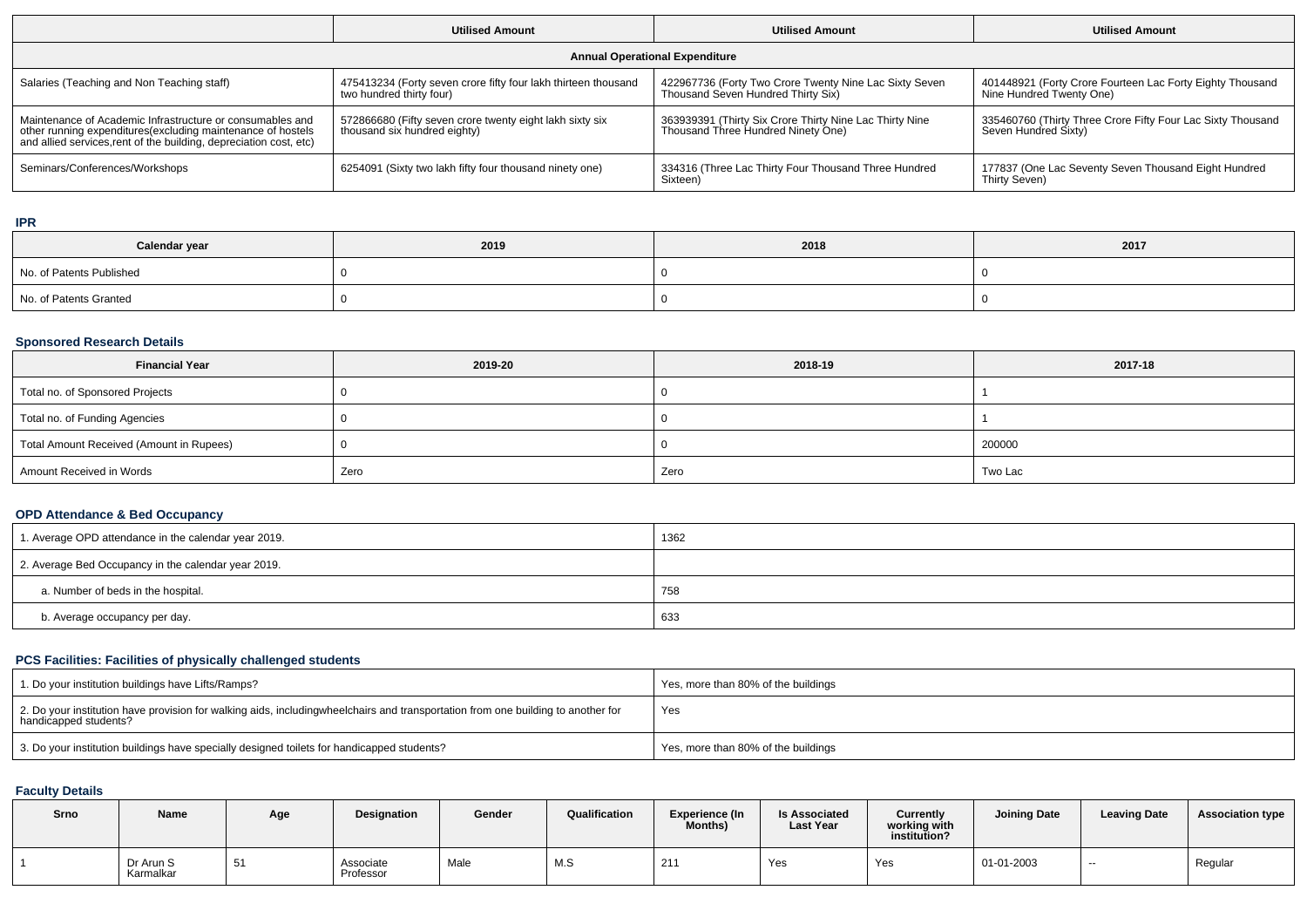| | Utilised Amount | Utilised Amount | Utilised Amount |
|---|---|---|---|
| **Annual Operational Expenditure** | | | |
| Salaries (Teaching and Non Teaching staff) | 475413234 (Forty seven crore fifty four lakh thirteen thousand two hundred thirty four) | 422967736 (Forty Two Crore Twenty Nine Lac Sixty Seven Thousand Seven Hundred Thirty Six) | 401448921 (Forty Crore Fourteen Lac Forty Eighty Thousand Nine Hundred Twenty One) |
| Maintenance of Academic Infrastructure or consumables and other running expenditures(excluding maintenance of hostels and allied services,rent of the building, depreciation cost, etc) | 572866680 (Fifty seven crore twenty eight lakh sixty six thousand six hundred eighty) | 363939391 (Thirty Six Crore Thirty Nine Lac Thirty Nine Thousand Three Hundred Ninety One) | 335460760 (Thirty Three Crore Fifty Four Lac Sixty Thousand Seven Hundred Sixty) |
| Seminars/Conferences/Workshops | 6254091 (Sixty two lakh fifty four thousand ninety one) | 334316 (Three Lac Thirty Four Thousand Three Hundred Sixteen) | 177837 (One Lac Seventy Seven Thousand Eight Hundred Thirty Seven) |

## IPR

| Calendar year | 2019 | 2018 | 2017 |
|---|---|---|---|
| No. of Patents Published | 0 | 0 | 0 |
| No. of Patents Granted | 0 | 0 | 0 |

## Sponsored Research Details

| Financial Year | 2019-20 | 2018-19 | 2017-18 |
|---|---|---|---|
| Total no. of Sponsored Projects | 0 | 0 | 1 |
| Total no. of Funding Agencies | 0 | 0 | 1 |
| Total Amount Received (Amount in Rupees) | 0 | 0 | 200000 |
| Amount Received in Words | Zero | Zero | Two Lac |

## OPD Attendance & Bed Occupancy

| | |
|---|---|
| 1. Average OPD attendance in the calendar year 2019. | 1362 |
| 2. Average Bed Occupancy in the calendar year 2019. | |
| a. Number of beds in the hospital. | 758 |
| b. Average occupancy per day. | 633 |

## PCS Facilities: Facilities of physically challenged students

| | |
|---|---|
| 1. Do your institution buildings have Lifts/Ramps? | Yes, more than 80% of the buildings |
| 2. Do your institution have provision for walking aids, includingwheelchairs and transportation from one building to another for handicapped students? | Yes |
| 3. Do your institution buildings have specially designed toilets for handicapped students? | Yes, more than 80% of the buildings |

## Faculty Details

| Srno | Name | Age | Designation | Gender | Qualification | Experience (In Months) | Is Associated Last Year | Currently working with institution? | Joining Date | Leaving Date | Association type |
|---|---|---|---|---|---|---|---|---|---|---|---|
| 1 | Dr Arun S Karmalkar | 51 | Associate Professor | Male | M.S | 211 | Yes | Yes | 01-01-2003 | -- | Regular |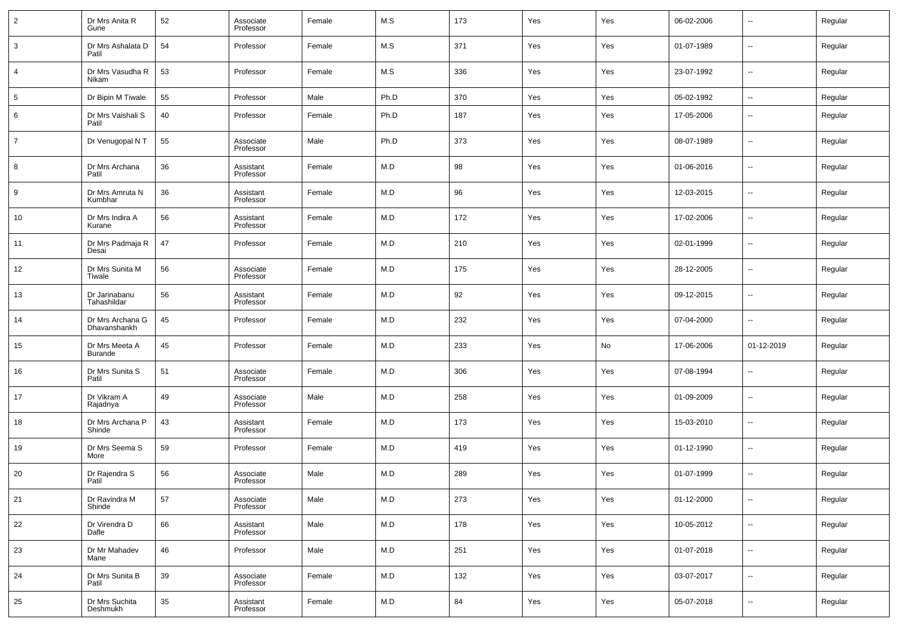| | | | | | | | | | | | |
|---|---|---|---|---|---|---|---|---|---|---|---|
| 2 | Dr Mrs Anita R Gune | 52 | Associate Professor | Female | M.S | 173 | Yes | Yes | 06-02-2006 | -- | Regular |
| 3 | Dr Mrs Ashalata D Patil | 54 | Professor | Female | M.S | 371 | Yes | Yes | 01-07-1989 | -- | Regular |
| 4 | Dr Mrs Vasudha R Nikam | 53 | Professor | Female | M.S | 336 | Yes | Yes | 23-07-1992 | -- | Regular |
| 5 | Dr Bipin M Tiwale | 55 | Professor | Male | Ph.D | 370 | Yes | Yes | 05-02-1992 | -- | Regular |
| 6 | Dr Mrs Vaishali S Patil | 40 | Professor | Female | Ph.D | 187 | Yes | Yes | 17-05-2006 | -- | Regular |
| 7 | Dr Venugopal N T | 55 | Associate Professor | Male | Ph.D | 373 | Yes | Yes | 08-07-1989 | -- | Regular |
| 8 | Dr Mrs Archana Patil | 36 | Assistant Professor | Female | M.D | 98 | Yes | Yes | 01-06-2016 | -- | Regular |
| 9 | Dr Mrs Amruta N Kumbhar | 36 | Assistant Professor | Female | M.D | 96 | Yes | Yes | 12-03-2015 | -- | Regular |
| 10 | Dr Mrs Indira A Kurane | 56 | Assistant Professor | Female | M.D | 172 | Yes | Yes | 17-02-2006 | -- | Regular |
| 11 | Dr Mrs Padmaja R Desai | 47 | Professor | Female | M.D | 210 | Yes | Yes | 02-01-1999 | -- | Regular |
| 12 | Dr Mrs Sunita M Tiwale | 56 | Associate Professor | Female | M.D | 175 | Yes | Yes | 28-12-2005 | -- | Regular |
| 13 | Dr Jarinabanu Tahashildar | 56 | Assistant Professor | Female | M.D | 92 | Yes | Yes | 09-12-2015 | -- | Regular |
| 14 | Dr Mrs Archana G Dhavanshankh | 45 | Professor | Female | M.D | 232 | Yes | Yes | 07-04-2000 | -- | Regular |
| 15 | Dr Mrs Meeta A Burande | 45 | Professor | Female | M.D | 233 | Yes | No | 17-06-2006 | 01-12-2019 | Regular |
| 16 | Dr Mrs Sunita S Patil | 51 | Associate Professor | Female | M.D | 306 | Yes | Yes | 07-08-1994 | -- | Regular |
| 17 | Dr Vikram A Rajadnya | 49 | Associate Professor | Male | M.D | 258 | Yes | Yes | 01-09-2009 | -- | Regular |
| 18 | Dr Mrs Archana P Shinde | 43 | Assistant Professor | Female | M.D | 173 | Yes | Yes | 15-03-2010 | -- | Regular |
| 19 | Dr Mrs Seema S More | 59 | Professor | Female | M.D | 419 | Yes | Yes | 01-12-1990 | -- | Regular |
| 20 | Dr Rajendra S Patil | 56 | Associate Professor | Male | M.D | 289 | Yes | Yes | 01-07-1999 | -- | Regular |
| 21 | Dr Ravindra M Shinde | 57 | Associate Professor | Male | M.D | 273 | Yes | Yes | 01-12-2000 | -- | Regular |
| 22 | Dr Virendra D Dafle | 66 | Assistant Professor | Male | M.D | 178 | Yes | Yes | 10-05-2012 | -- | Regular |
| 23 | Dr Mr Mahadev Mane | 46 | Professor | Male | M.D | 251 | Yes | Yes | 01-07-2018 | -- | Regular |
| 24 | Dr Mrs Sunita B Patil | 39 | Associate Professor | Female | M.D | 132 | Yes | Yes | 03-07-2017 | -- | Regular |
| 25 | Dr Mrs Suchita Deshmukh | 35 | Assistant Professor | Female | M.D | 84 | Yes | Yes | 05-07-2018 | -- | Regular |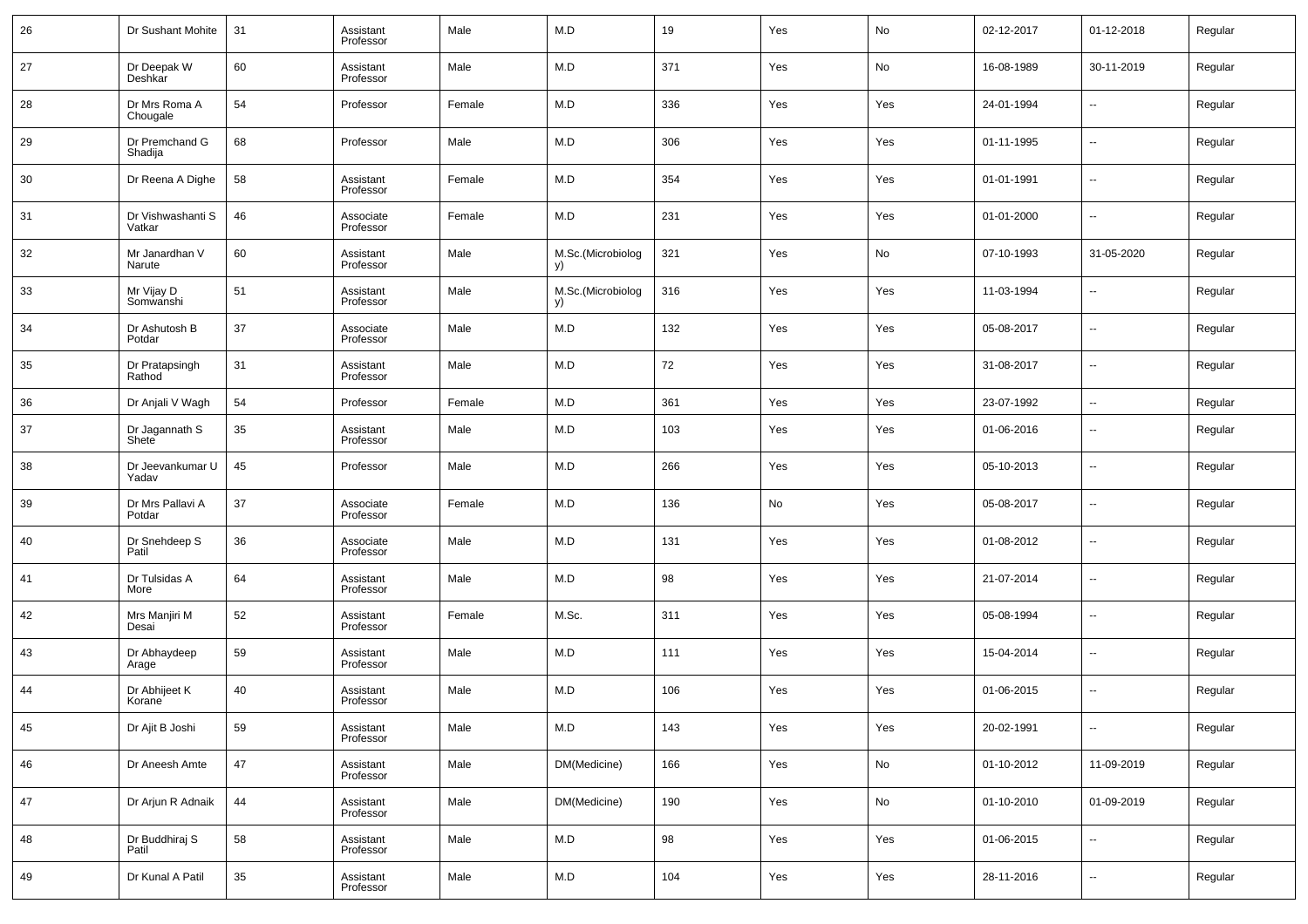| 26 | Dr Sushant Mohite | 31 | Assistant Professor | Male | M.D | 19 | Yes | No | 02-12-2017 | 01-12-2018 | Regular |
|---|---|---|---|---|---|---|---|---|---|---|---|
| 27 | Dr Deepak W Deshkar | 60 | Assistant Professor | Male | M.D | 371 | Yes | No | 16-08-1989 | 30-11-2019 | Regular |
| 28 | Dr Mrs Roma A Chougale | 54 | Professor | Female | M.D | 336 | Yes | Yes | 24-01-1994 | -- | Regular |
| 29 | Dr Premchand G Shadija | 68 | Professor | Male | M.D | 306 | Yes | Yes | 01-11-1995 | -- | Regular |
| 30 | Dr Reena A Dighe | 58 | Assistant Professor | Female | M.D | 354 | Yes | Yes | 01-01-1991 | -- | Regular |
| 31 | Dr Vishwashanti S Vatkar | 46 | Associate Professor | Female | M.D | 231 | Yes | Yes | 01-01-2000 | -- | Regular |
| 32 | Mr Janardhan V Narute | 60 | Assistant Professor | Male | M.Sc.(Microbiology) | 321 | Yes | No | 07-10-1993 | 31-05-2020 | Regular |
| 33 | Mr Vijay D Somwanshi | 51 | Assistant Professor | Male | M.Sc.(Microbiology) | 316 | Yes | Yes | 11-03-1994 | -- | Regular |
| 34 | Dr Ashutosh B Potdar | 37 | Associate Professor | Male | M.D | 132 | Yes | Yes | 05-08-2017 | -- | Regular |
| 35 | Dr Pratapsingh Rathod | 31 | Assistant Professor | Male | M.D | 72 | Yes | Yes | 31-08-2017 | -- | Regular |
| 36 | Dr Anjali V Wagh | 54 | Professor | Female | M.D | 361 | Yes | Yes | 23-07-1992 | -- | Regular |
| 37 | Dr Jagannath S Shete | 35 | Assistant Professor | Male | M.D | 103 | Yes | Yes | 01-06-2016 | -- | Regular |
| 38 | Dr Jeevankumar U Yadav | 45 | Professor | Male | M.D | 266 | Yes | Yes | 05-10-2013 | -- | Regular |
| 39 | Dr Mrs Pallavi A Potdar | 37 | Associate Professor | Female | M.D | 136 | No | Yes | 05-08-2017 | -- | Regular |
| 40 | Dr Snehdeep S Patil | 36 | Associate Professor | Male | M.D | 131 | Yes | Yes | 01-08-2012 | -- | Regular |
| 41 | Dr Tulsidas A More | 64 | Assistant Professor | Male | M.D | 98 | Yes | Yes | 21-07-2014 | -- | Regular |
| 42 | Mrs Manjiri M Desai | 52 | Assistant Professor | Female | M.Sc. | 311 | Yes | Yes | 05-08-1994 | -- | Regular |
| 43 | Dr Abhaydeep Arage | 59 | Assistant Professor | Male | M.D | 111 | Yes | Yes | 15-04-2014 | -- | Regular |
| 44 | Dr Abhijeet K Korane | 40 | Assistant Professor | Male | M.D | 106 | Yes | Yes | 01-06-2015 | -- | Regular |
| 45 | Dr Ajit B Joshi | 59 | Assistant Professor | Male | M.D | 143 | Yes | Yes | 20-02-1991 | -- | Regular |
| 46 | Dr Aneesh Amte | 47 | Assistant Professor | Male | DM(Medicine) | 166 | Yes | No | 01-10-2012 | 11-09-2019 | Regular |
| 47 | Dr Arjun R Adnaik | 44 | Assistant Professor | Male | DM(Medicine) | 190 | Yes | No | 01-10-2010 | 01-09-2019 | Regular |
| 48 | Dr Buddhiraj S Patil | 58 | Assistant Professor | Male | M.D | 98 | Yes | Yes | 01-06-2015 | -- | Regular |
| 49 | Dr Kunal A Patil | 35 | Assistant Professor | Male | M.D | 104 | Yes | Yes | 28-11-2016 | -- | Regular |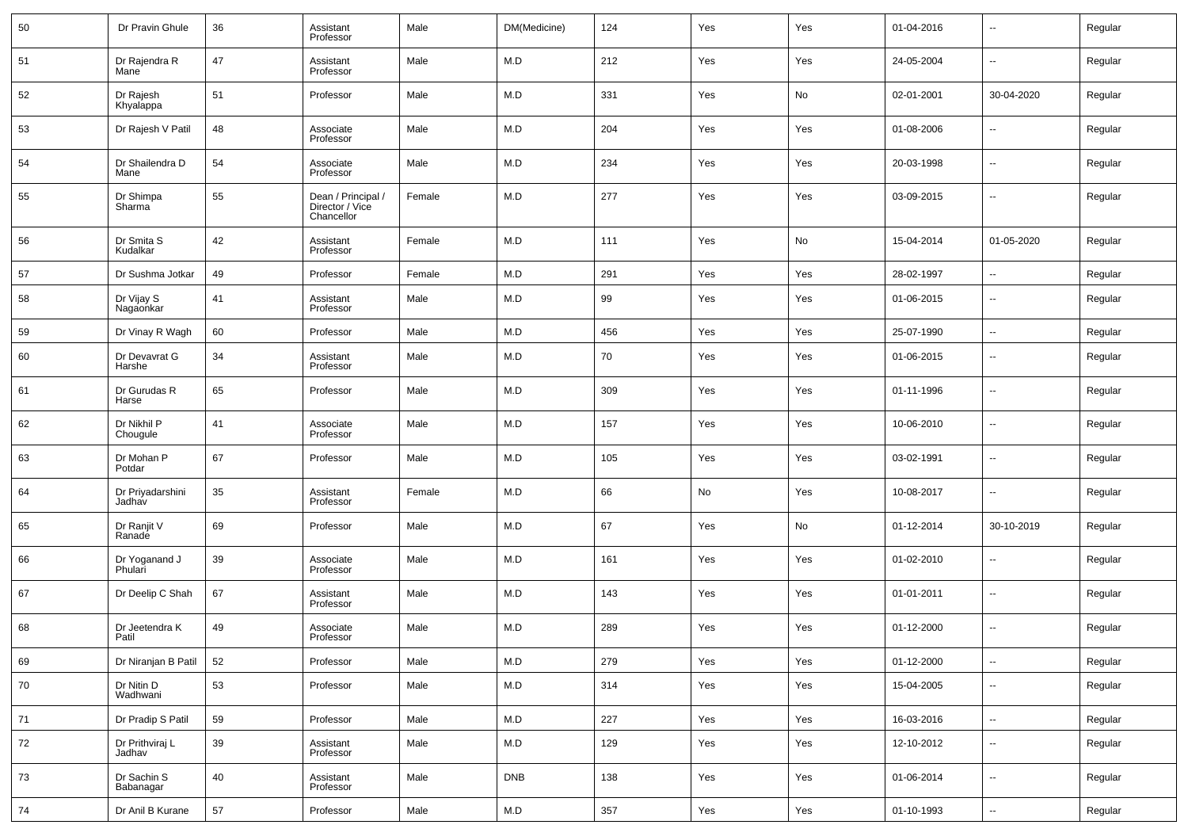| | | | | | | | | | | | |
|---|---|---|---|---|---|---|---|---|---|---|---|
| 50 | Dr Pravin Ghule | 36 | Assistant Professor | Male | DM(Medicine) | 124 | Yes | Yes | 01-04-2016 | -- | Regular |
| 51 | Dr Rajendra R Mane | 47 | Assistant Professor | Male | M.D | 212 | Yes | Yes | 24-05-2004 | -- | Regular |
| 52 | Dr Rajesh Khyalappa | 51 | Professor | Male | M.D | 331 | Yes | No | 02-01-2001 | 30-04-2020 | Regular |
| 53 | Dr Rajesh V Patil | 48 | Associate Professor | Male | M.D | 204 | Yes | Yes | 01-08-2006 | -- | Regular |
| 54 | Dr Shailendra D Mane | 54 | Associate Professor | Male | M.D | 234 | Yes | Yes | 20-03-1998 | -- | Regular |
| 55 | Dr Shimpa Sharma | 55 | Dean / Principal / Director / Vice Chancellor | Female | M.D | 277 | Yes | Yes | 03-09-2015 | -- | Regular |
| 56 | Dr Smita S Kudalkar | 42 | Assistant Professor | Female | M.D | 111 | Yes | No | 15-04-2014 | 01-05-2020 | Regular |
| 57 | Dr Sushma Jotkar | 49 | Professor | Female | M.D | 291 | Yes | Yes | 28-02-1997 | -- | Regular |
| 58 | Dr Vijay S Nagaonkar | 41 | Assistant Professor | Male | M.D | 99 | Yes | Yes | 01-06-2015 | -- | Regular |
| 59 | Dr Vinay R Wagh | 60 | Professor | Male | M.D | 456 | Yes | Yes | 25-07-1990 | -- | Regular |
| 60 | Dr Devavrat G Harshe | 34 | Assistant Professor | Male | M.D | 70 | Yes | Yes | 01-06-2015 | -- | Regular |
| 61 | Dr Gurudas R Harse | 65 | Professor | Male | M.D | 309 | Yes | Yes | 01-11-1996 | -- | Regular |
| 62 | Dr Nikhil P Chougule | 41 | Associate Professor | Male | M.D | 157 | Yes | Yes | 10-06-2010 | -- | Regular |
| 63 | Dr Mohan P Potdar | 67 | Professor | Male | M.D | 105 | Yes | Yes | 03-02-1991 | -- | Regular |
| 64 | Dr Priyadarshini Jadhav | 35 | Assistant Professor | Female | M.D | 66 | No | Yes | 10-08-2017 | -- | Regular |
| 65 | Dr Ranjit V Ranade | 69 | Professor | Male | M.D | 67 | Yes | No | 01-12-2014 | 30-10-2019 | Regular |
| 66 | Dr Yoganand J Phulari | 39 | Associate Professor | Male | M.D | 161 | Yes | Yes | 01-02-2010 | -- | Regular |
| 67 | Dr Deelip C Shah | 67 | Assistant Professor | Male | M.D | 143 | Yes | Yes | 01-01-2011 | -- | Regular |
| 68 | Dr Jeetendra K Patil | 49 | Associate Professor | Male | M.D | 289 | Yes | Yes | 01-12-2000 | -- | Regular |
| 69 | Dr Niranjan B Patil | 52 | Professor | Male | M.D | 279 | Yes | Yes | 01-12-2000 | -- | Regular |
| 70 | Dr Nitin D Wadhwani | 53 | Professor | Male | M.D | 314 | Yes | Yes | 15-04-2005 | -- | Regular |
| 71 | Dr Pradip S Patil | 59 | Professor | Male | M.D | 227 | Yes | Yes | 16-03-2016 | -- | Regular |
| 72 | Dr Prithviraj L Jadhav | 39 | Assistant Professor | Male | M.D | 129 | Yes | Yes | 12-10-2012 | -- | Regular |
| 73 | Dr Sachin S Babanagar | 40 | Assistant Professor | Male | DNB | 138 | Yes | Yes | 01-06-2014 | -- | Regular |
| 74 | Dr Anil B Kurane | 57 | Professor | Male | M.D | 357 | Yes | Yes | 01-10-1993 | -- | Regular |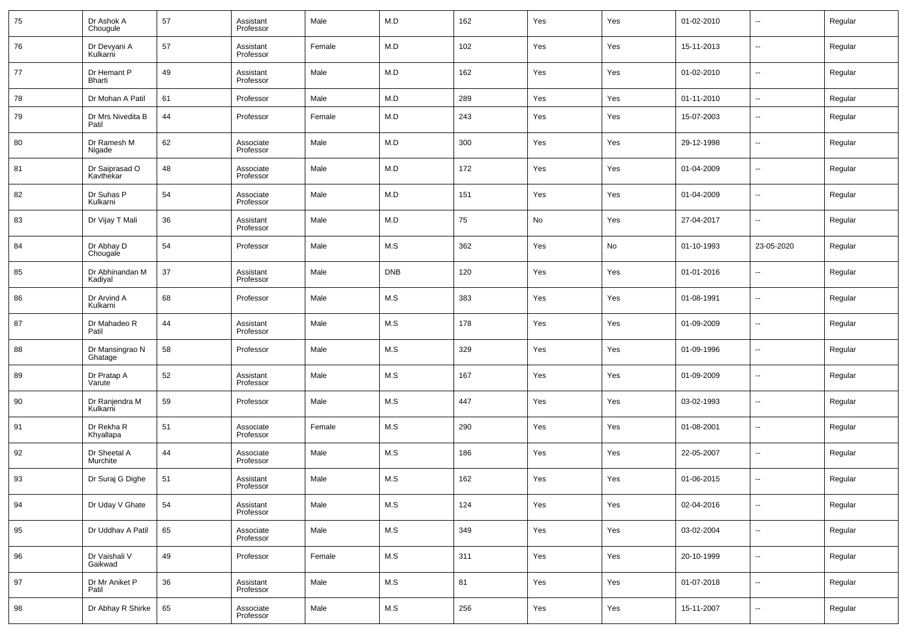| 75 | Dr Ashok A Chougule | 57 | Assistant Professor | Male | M.D | 162 | Yes | Yes | 01-02-2010 | -- | Regular |
|---|---|---|---|---|---|---|---|---|---|---|---|
| 76 | Dr Devyani A Kulkarni | 57 | Assistant Professor | Female | M.D | 102 | Yes | Yes | 15-11-2013 | -- | Regular |
| 77 | Dr Hemant P Bharti | 49 | Assistant Professor | Male | M.D | 162 | Yes | Yes | 01-02-2010 | -- | Regular |
| 78 | Dr Mohan A Patil | 61 | Professor | Male | M.D | 289 | Yes | Yes | 01-11-2010 | -- | Regular |
| 79 | Dr Mrs Nivedita B Patil | 44 | Professor | Female | M.D | 243 | Yes | Yes | 15-07-2003 | -- | Regular |
| 80 | Dr Ramesh M Nigade | 62 | Associate Professor | Male | M.D | 300 | Yes | Yes | 29-12-1998 | -- | Regular |
| 81 | Dr Saiprasad O Kavthekar | 48 | Associate Professor | Male | M.D | 172 | Yes | Yes | 01-04-2009 | -- | Regular |
| 82 | Dr Suhas P Kulkarni | 54 | Associate Professor | Male | M.D | 151 | Yes | Yes | 01-04-2009 | -- | Regular |
| 83 | Dr Vijay T Mali | 36 | Assistant Professor | Male | M.D | 75 | No | Yes | 27-04-2017 | -- | Regular |
| 84 | Dr Abhay D Chougale | 54 | Professor | Male | M.S | 362 | Yes | No | 01-10-1993 | 23-05-2020 | Regular |
| 85 | Dr Abhinandan M Kadiyal | 37 | Assistant Professor | Male | DNB | 120 | Yes | Yes | 01-01-2016 | -- | Regular |
| 86 | Dr Arvind A Kulkarni | 68 | Professor | Male | M.S | 383 | Yes | Yes | 01-08-1991 | -- | Regular |
| 87 | Dr Mahadeo R Patil | 44 | Assistant Professor | Male | M.S | 178 | Yes | Yes | 01-09-2009 | -- | Regular |
| 88 | Dr Mansingrao N Ghatage | 58 | Professor | Male | M.S | 329 | Yes | Yes | 01-09-1996 | -- | Regular |
| 89 | Dr Pratap A Varute | 52 | Assistant Professor | Male | M.S | 167 | Yes | Yes | 01-09-2009 | -- | Regular |
| 90 | Dr Ranjendra M Kulkarni | 59 | Professor | Male | M.S | 447 | Yes | Yes | 03-02-1993 | -- | Regular |
| 91 | Dr Rekha R Khyallapa | 51 | Associate Professor | Female | M.S | 290 | Yes | Yes | 01-08-2001 | -- | Regular |
| 92 | Dr Sheetal A Murchite | 44 | Associate Professor | Male | M.S | 186 | Yes | Yes | 22-05-2007 | -- | Regular |
| 93 | Dr Suraj G Dighe | 51 | Assistant Professor | Male | M.S | 162 | Yes | Yes | 01-06-2015 | -- | Regular |
| 94 | Dr Uday V Ghate | 54 | Assistant Professor | Male | M.S | 124 | Yes | Yes | 02-04-2016 | -- | Regular |
| 95 | Dr Uddhav A Patil | 65 | Associate Professor | Male | M.S | 349 | Yes | Yes | 03-02-2004 | -- | Regular |
| 96 | Dr Vaishali V Gaikwad | 49 | Professor | Female | M.S | 311 | Yes | Yes | 20-10-1999 | -- | Regular |
| 97 | Dr Mr Aniket P Patil | 36 | Assistant Professor | Male | M.S | 81 | Yes | Yes | 01-07-2018 | -- | Regular |
| 98 | Dr Abhay R Shirke | 65 | Associate Professor | Male | M.S | 256 | Yes | Yes | 15-11-2007 | -- | Regular |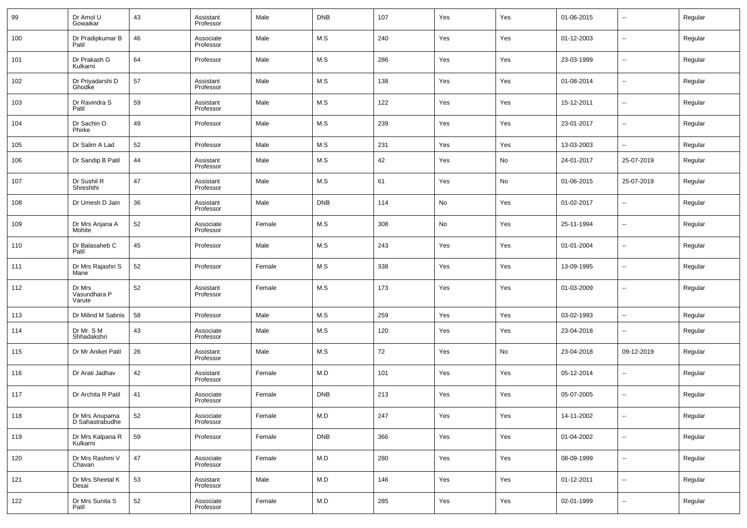| 99 | Dr Amol U Gowaikar | 43 | Assistant Professor | Male | DNB | 107 | Yes | Yes | 01-06-2015 | -- | Regular |
|---|---|---|---|---|---|---|---|---|---|---|---|
| 100 | Dr Pradipkumar B Patil | 46 | Associate Professor | Male | M.S | 240 | Yes | Yes | 01-12-2003 | -- | Regular |
| 101 | Dr Prakash G Kulkarni | 64 | Professor | Male | M.S | 286 | Yes | Yes | 23-03-1999 | -- | Regular |
| 102 | Dr Priyadarshi D Ghodke | 57 | Assistant Professor | Male | M.S | 138 | Yes | Yes | 01-08-2014 | -- | Regular |
| 103 | Dr Ravindra S Patil | 59 | Assistant Professor | Male | M.S | 122 | Yes | Yes | 15-12-2011 | -- | Regular |
| 104 | Dr Sachin O Phirke | 49 | Professor | Male | M.S | 239 | Yes | Yes | 23-01-2017 | -- | Regular |
| 105 | Dr Salim A Lad | 52 | Professor | Male | M.S | 231 | Yes | Yes | 13-03-2003 | -- | Regular |
| 106 | Dr Sandip B Patil | 44 | Assistant Professor | Male | M.S | 42 | Yes | No | 24-01-2017 | 25-07-2019 | Regular |
| 107 | Dr Sushil R Shreshthi | 47 | Assistant Professor | Male | M.S | 61 | Yes | No | 01-06-2015 | 25-07-2019 | Regular |
| 108 | Dr Umesh D Jain | 36 | Assistant Professor | Male | DNB | 114 | No | Yes | 01-02-2017 | -- | Regular |
| 109 | Dr Mrs Anjana A Mohite | 52 | Associate Professor | Female | M.S | 308 | No | Yes | 25-11-1994 | -- | Regular |
| 110 | Dr Balasaheb C Patil | 45 | Professor | Male | M.S | 243 | Yes | Yes | 01-01-2004 | -- | Regular |
| 111 | Dr Mrs Rajashri S Mane | 52 | Professor | Female | M.S | 338 | Yes | Yes | 13-09-1995 | -- | Regular |
| 112 | Dr Mrs Vasundhara P Varute | 52 | Assistant Professor | Female | M.S | 173 | Yes | Yes | 01-03-2009 | -- | Regular |
| 113 | Dr Milind M Sabnis | 58 | Professor | Male | M.S | 259 | Yes | Yes | 03-02-1993 | -- | Regular |
| 114 | Dr Mr S M Shhadakshri | 43 | Associate Professor | Male | M.S | 120 | Yes | Yes | 23-04-2018 | -- | Regular |
| 115 | Dr Mr Aniket Patil | 26 | Assistant Professor | Male | M.S | 72 | Yes | No | 23-04-2018 | 09-12-2019 | Regular |
| 116 | Dr Arati Jadhav | 42 | Assistant Professor | Female | M.D | 101 | Yes | Yes | 05-12-2014 | -- | Regular |
| 117 | Dr Archita R Patil | 41 | Associate Professor | Female | DNB | 213 | Yes | Yes | 05-07-2005 | -- | Regular |
| 118 | Dr Mrs Anupama D Sahastrabudhe | 52 | Associate Professor | Female | M.D | 247 | Yes | Yes | 14-11-2002 | -- | Regular |
| 119 | Dr Mrs Kalpana R Kulkarni | 59 | Professor | Female | DNB | 366 | Yes | Yes | 01-04-2002 | -- | Regular |
| 120 | Dr Mrs Rashmi V Chavan | 47 | Associate Professor | Female | M.D | 280 | Yes | Yes | 08-09-1999 | -- | Regular |
| 121 | Dr Mrs Sheetal K Desai | 53 | Assistant Professor | Male | M.D | 146 | Yes | Yes | 01-12-2011 | -- | Regular |
| 122 | Dr Mrs Sunita S Patil | 52 | Associate Professor | Female | M.D | 285 | Yes | Yes | 02-01-1999 | -- | Regular |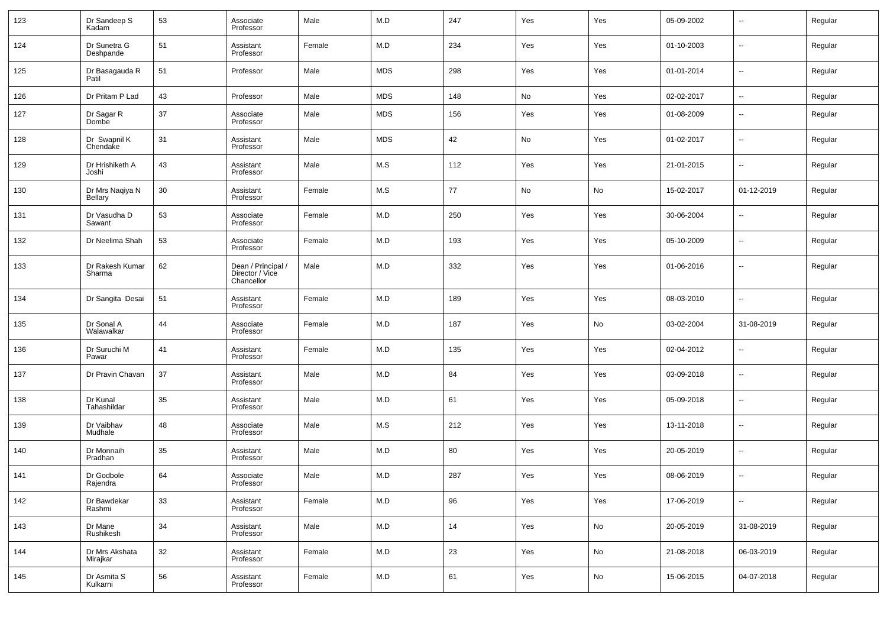| 123 | Dr Sandeep S Kadam | 53 | Associate Professor | Male | M.D | 247 | Yes | Yes | 05-09-2002 | -- | Regular |
|---|---|---|---|---|---|---|---|---|---|---|---|
| 124 | Dr Sunetra G Deshpande | 51 | Assistant Professor | Female | M.D | 234 | Yes | Yes | 01-10-2003 | -- | Regular |
| 125 | Dr Basagauda R Patil | 51 | Professor | Male | MDS | 298 | Yes | Yes | 01-01-2014 | -- | Regular |
| 126 | Dr Pritam P Lad | 43 | Professor | Male | MDS | 148 | No | Yes | 02-02-2017 | -- | Regular |
| 127 | Dr Sagar R Dombe | 37 | Associate Professor | Male | MDS | 156 | Yes | Yes | 01-08-2009 | -- | Regular |
| 128 | Dr Swapnil K Chendake | 31 | Assistant Professor | Male | MDS | 42 | No | Yes | 01-02-2017 | -- | Regular |
| 129 | Dr Hrishiketh A Joshi | 43 | Assistant Professor | Male | M.S | 112 | Yes | Yes | 21-01-2015 | -- | Regular |
| 130 | Dr Mrs Naqiya N Bellary | 30 | Assistant Professor | Female | M.S | 77 | No | No | 15-02-2017 | 01-12-2019 | Regular |
| 131 | Dr Vasudha D Sawant | 53 | Associate Professor | Female | M.D | 250 | Yes | Yes | 30-06-2004 | -- | Regular |
| 132 | Dr Neelima Shah | 53 | Associate Professor | Female | M.D | 193 | Yes | Yes | 05-10-2009 | -- | Regular |
| 133 | Dr Rakesh Kumar Sharma | 62 | Dean / Principal / Director / Vice Chancellor | Male | M.D | 332 | Yes | Yes | 01-06-2016 | -- | Regular |
| 134 | Dr Sangita Desai | 51 | Assistant Professor | Female | M.D | 189 | Yes | Yes | 08-03-2010 | -- | Regular |
| 135 | Dr Sonal A Walawalkar | 44 | Associate Professor | Female | M.D | 187 | Yes | No | 03-02-2004 | 31-08-2019 | Regular |
| 136 | Dr Suruchi M Pawar | 41 | Assistant Professor | Female | M.D | 135 | Yes | Yes | 02-04-2012 | -- | Regular |
| 137 | Dr Pravin Chavan | 37 | Assistant Professor | Male | M.D | 84 | Yes | Yes | 03-09-2018 | -- | Regular |
| 138 | Dr Kunal Tahashildar | 35 | Assistant Professor | Male | M.D | 61 | Yes | Yes | 05-09-2018 | -- | Regular |
| 139 | Dr Vaibhav Mudhale | 48 | Associate Professor | Male | M.S | 212 | Yes | Yes | 13-11-2018 | -- | Regular |
| 140 | Dr Monnaih Pradhan | 35 | Assistant Professor | Male | M.D | 80 | Yes | Yes | 20-05-2019 | -- | Regular |
| 141 | Dr Godbole Rajendra | 64 | Associate Professor | Male | M.D | 287 | Yes | Yes | 08-06-2019 | -- | Regular |
| 142 | Dr Bawdekar Rashmi | 33 | Assistant Professor | Female | M.D | 96 | Yes | Yes | 17-06-2019 | -- | Regular |
| 143 | Dr Mane Rushikesh | 34 | Assistant Professor | Male | M.D | 14 | Yes | No | 20-05-2019 | 31-08-2019 | Regular |
| 144 | Dr Mrs Akshata Mirajkar | 32 | Assistant Professor | Female | M.D | 23 | Yes | No | 21-08-2018 | 06-03-2019 | Regular |
| 145 | Dr Asmita S Kulkarni | 56 | Assistant Professor | Female | M.D | 61 | Yes | No | 15-06-2015 | 04-07-2018 | Regular |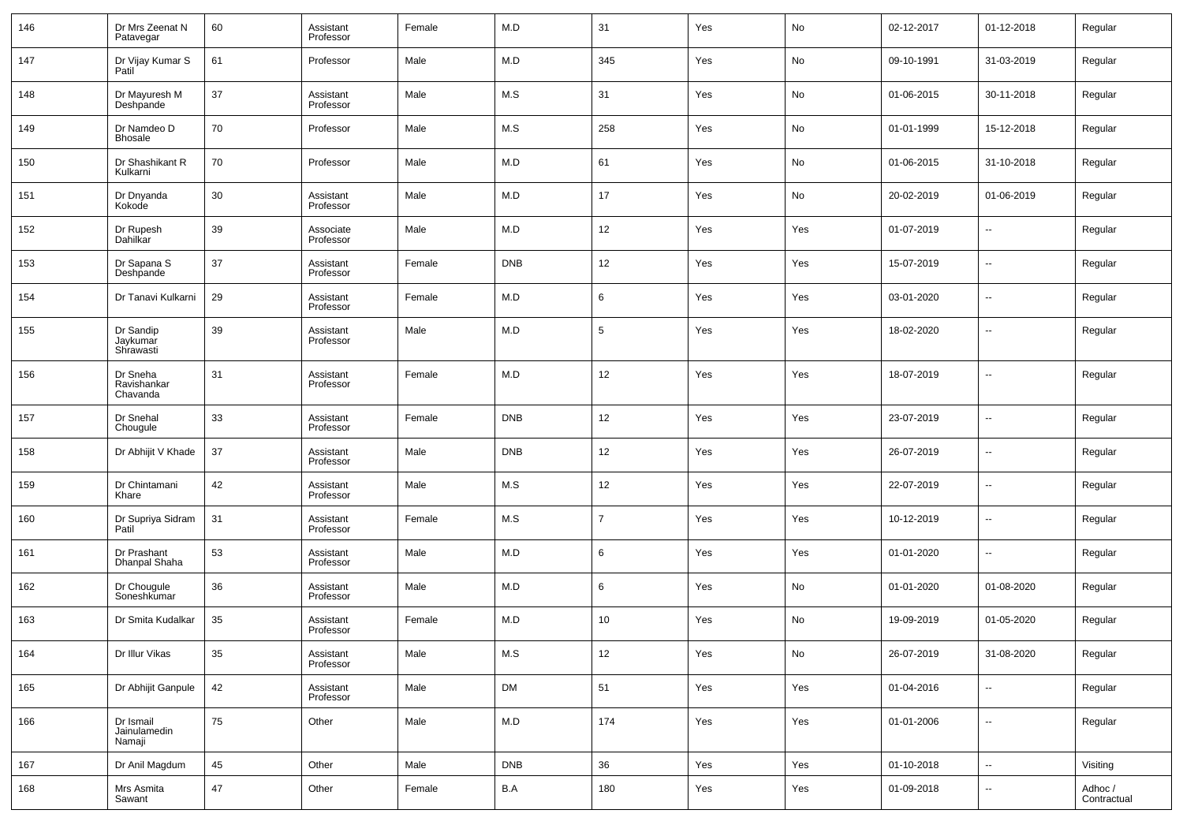| | | | | | | | | | | | |
|---|---|---|---|---|---|---|---|---|---|---|---|
| 146 | Dr Mrs Zeenat N Patavegar | 60 | Assistant Professor | Female | M.D | 31 | Yes | No | 02-12-2017 | 01-12-2018 | Regular |
| 147 | Dr Vijay Kumar S Patil | 61 | Professor | Male | M.D | 345 | Yes | No | 09-10-1991 | 31-03-2019 | Regular |
| 148 | Dr Mayuresh M Deshpande | 37 | Assistant Professor | Male | M.S | 31 | Yes | No | 01-06-2015 | 30-11-2018 | Regular |
| 149 | Dr Namdeo D Bhosale | 70 | Professor | Male | M.S | 258 | Yes | No | 01-01-1999 | 15-12-2018 | Regular |
| 150 | Dr Shashikant R Kulkarni | 70 | Professor | Male | M.D | 61 | Yes | No | 01-06-2015 | 31-10-2018 | Regular |
| 151 | Dr Dnyanda Kokode | 30 | Assistant Professor | Male | M.D | 17 | Yes | No | 20-02-2019 | 01-06-2019 | Regular |
| 152 | Dr Rupesh Dahilkar | 39 | Associate Professor | Male | M.D | 12 | Yes | Yes | 01-07-2019 | -- | Regular |
| 153 | Dr Sapana S Deshpande | 37 | Assistant Professor | Female | DNB | 12 | Yes | Yes | 15-07-2019 | -- | Regular |
| 154 | Dr Tanavi Kulkarni | 29 | Assistant Professor | Female | M.D | 6 | Yes | Yes | 03-01-2020 | -- | Regular |
| 155 | Dr Sandip Jaykumar Shrawasti | 39 | Assistant Professor | Male | M.D | 5 | Yes | Yes | 18-02-2020 | -- | Regular |
| 156 | Dr Sneha Ravishankar Chavanda | 31 | Assistant Professor | Female | M.D | 12 | Yes | Yes | 18-07-2019 | -- | Regular |
| 157 | Dr Snehal Chougule | 33 | Assistant Professor | Female | DNB | 12 | Yes | Yes | 23-07-2019 | -- | Regular |
| 158 | Dr Abhijit V Khade | 37 | Assistant Professor | Male | DNB | 12 | Yes | Yes | 26-07-2019 | -- | Regular |
| 159 | Dr Chintamani Khare | 42 | Assistant Professor | Male | M.S | 12 | Yes | Yes | 22-07-2019 | -- | Regular |
| 160 | Dr Supriya Sidram Patil | 31 | Assistant Professor | Female | M.S | 7 | Yes | Yes | 10-12-2019 | -- | Regular |
| 161 | Dr Prashant Dhanpal Shaha | 53 | Assistant Professor | Male | M.D | 6 | Yes | Yes | 01-01-2020 | -- | Regular |
| 162 | Dr Chougule Soneshkumar | 36 | Assistant Professor | Male | M.D | 6 | Yes | No | 01-01-2020 | 01-08-2020 | Regular |
| 163 | Dr Smita Kudalkar | 35 | Assistant Professor | Female | M.D | 10 | Yes | No | 19-09-2019 | 01-05-2020 | Regular |
| 164 | Dr Illur Vikas | 35 | Assistant Professor | Male | M.S | 12 | Yes | No | 26-07-2019 | 31-08-2020 | Regular |
| 165 | Dr Abhijit Ganpule | 42 | Assistant Professor | Male | DM | 51 | Yes | Yes | 01-04-2016 | -- | Regular |
| 166 | Dr Ismail Jainulamedin Namaji | 75 | Other | Male | M.D | 174 | Yes | Yes | 01-01-2006 | -- | Regular |
| 167 | Dr Anil Magdum | 45 | Other | Male | DNB | 36 | Yes | Yes | 01-10-2018 | -- | Visiting |
| 168 | Mrs Asmita Sawant | 47 | Other | Female | B.A | 180 | Yes | Yes | 01-09-2018 | -- | Adhoc / Contractual |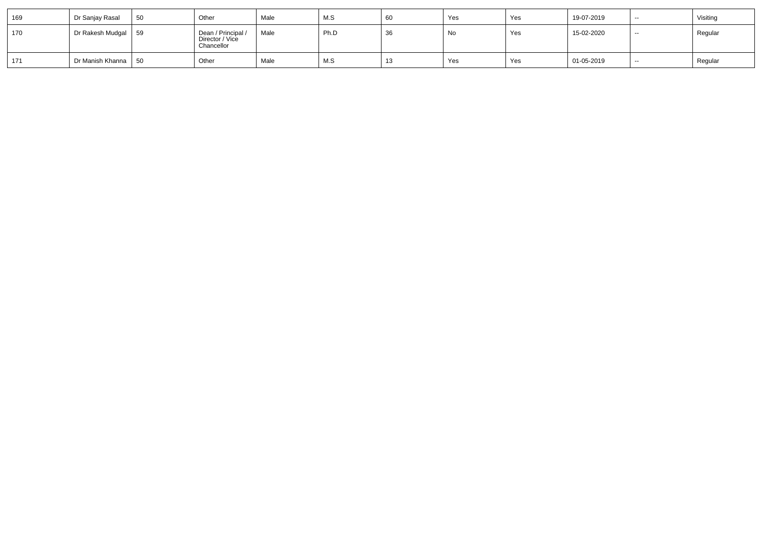| | | | | | | | | | | | |
|---|---|---|---|---|---|---|---|---|---|---|---|
| 169 | Dr Sanjay Rasal | 50 | Other | Male | M.S | 60 | Yes | Yes | 19-07-2019 | -- | Visiting |
| 170 | Dr Rakesh Mudgal | 59 | Dean / Principal / Director / Vice Chancellor | Male | Ph.D | 36 | No | Yes | 15-02-2020 | -- | Regular |
| 171 | Dr Manish Khanna | 50 | Other | Male | M.S | 13 | Yes | Yes | 01-05-2019 | -- | Regular |